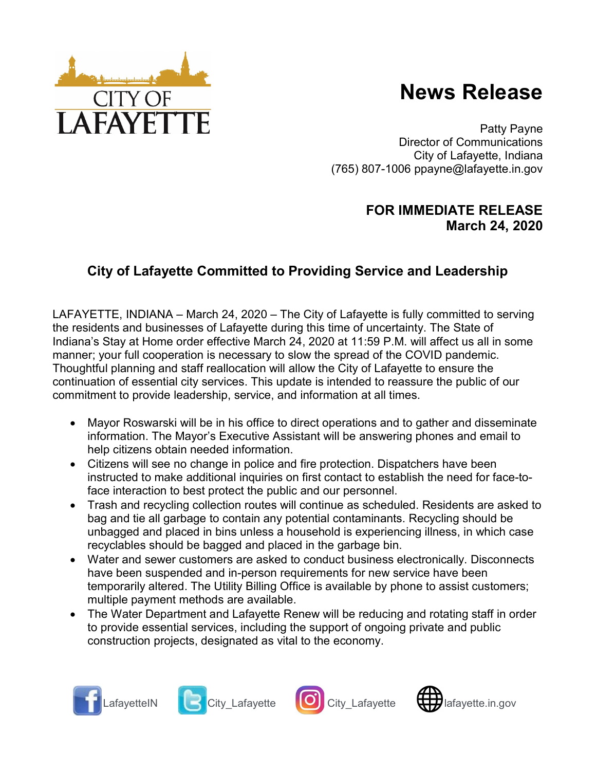CITY OF LAFAYETTE

# News Release

Patty Payne
Director of Communications
City of Lafayette, Indiana
(765) 807-1006 ppayne@lafayette.in.gov

**FOR IMMEDIATE RELEASE**
**March 24, 2020**

## City of Lafayette Committed to Providing Service and Leadership

LAFAYETTE, INDIANA – March 24, 2020 – The City of Lafayette is fully committed to serving the residents and businesses of Lafayette during this time of uncertainty. The State of Indiana's Stay at Home order effective March 24, 2020 at 11:59 P.M. will affect us all in some manner; your full cooperation is necessary to slow the spread of the COVID pandemic. Thoughtful planning and staff reallocation will allow the City of Lafayette to ensure the continuation of essential city services. This update is intended to reassure the public of our commitment to provide leadership, service, and information at all times.

- Mayor Roswarski will be in his office to direct operations and to gather and disseminate information. The Mayor's Executive Assistant will be answering phones and email to help citizens obtain needed information.
- Citizens will see no change in police and fire protection. Dispatchers have been instructed to make additional inquiries on first contact to establish the need for face-to-face interaction to best protect the public and our personnel.
- Trash and recycling collection routes will continue as scheduled. Residents are asked to bag and tie all garbage to contain any potential contaminants. Recycling should be unbagged and placed in bins unless a household is experiencing illness, in which case recyclables should be bagged and placed in the garbage bin.
- Water and sewer customers are asked to conduct business electronically. Disconnects have been suspended and in-person requirements for new service have been temporarily altered. The Utility Billing Office is available by phone to assist customers; multiple payment methods are available.
- The Water Department and Lafayette Renew will be reducing and rotating staff in order to provide essential services, including the support of ongoing private and public construction projects, designated as vital to the economy.

LafayetteIN City_Lafayette City_Lafayette lafayette.in.gov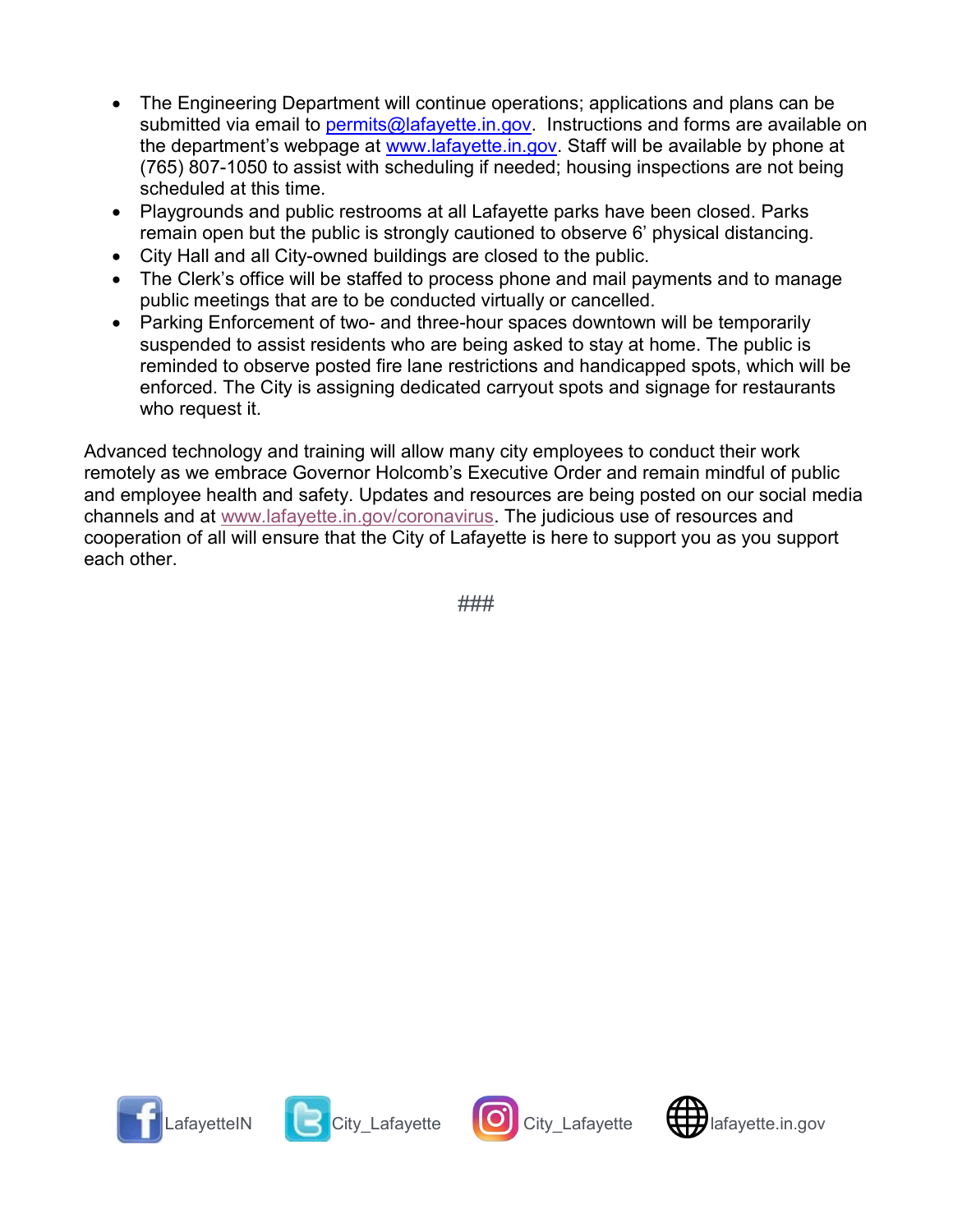- The Engineering Department will continue operations; applications and plans can be submitted via email to permits@lafayette.in.gov. Instructions and forms are available on the department's webpage at www.lafayette.in.gov. Staff will be available by phone at (765) 807-1050 to assist with scheduling if needed; housing inspections are not being scheduled at this time.
- Playgrounds and public restrooms at all Lafayette parks have been closed. Parks remain open but the public is strongly cautioned to observe 6' physical distancing.
- City Hall and all City-owned buildings are closed to the public.
- The Clerk's office will be staffed to process phone and mail payments and to manage public meetings that are to be conducted virtually or cancelled.
- Parking Enforcement of two- and three-hour spaces downtown will be temporarily suspended to assist residents who are being asked to stay at home. The public is reminded to observe posted fire lane restrictions and handicapped spots, which will be enforced. The City is assigning dedicated carryout spots and signage for restaurants who request it.

Advanced technology and training will allow many city employees to conduct their work remotely as we embrace Governor Holcomb's Executive Order and remain mindful of public and employee health and safety. Updates and resources are being posted on our social media channels and at www.lafayette.in.gov/coronavirus. The judicious use of resources and cooperation of all will ensure that the City of Lafayette is here to support you as you support each other.

###

LafayetteIN City_Lafayette City_Lafayette lafayette.in.gov